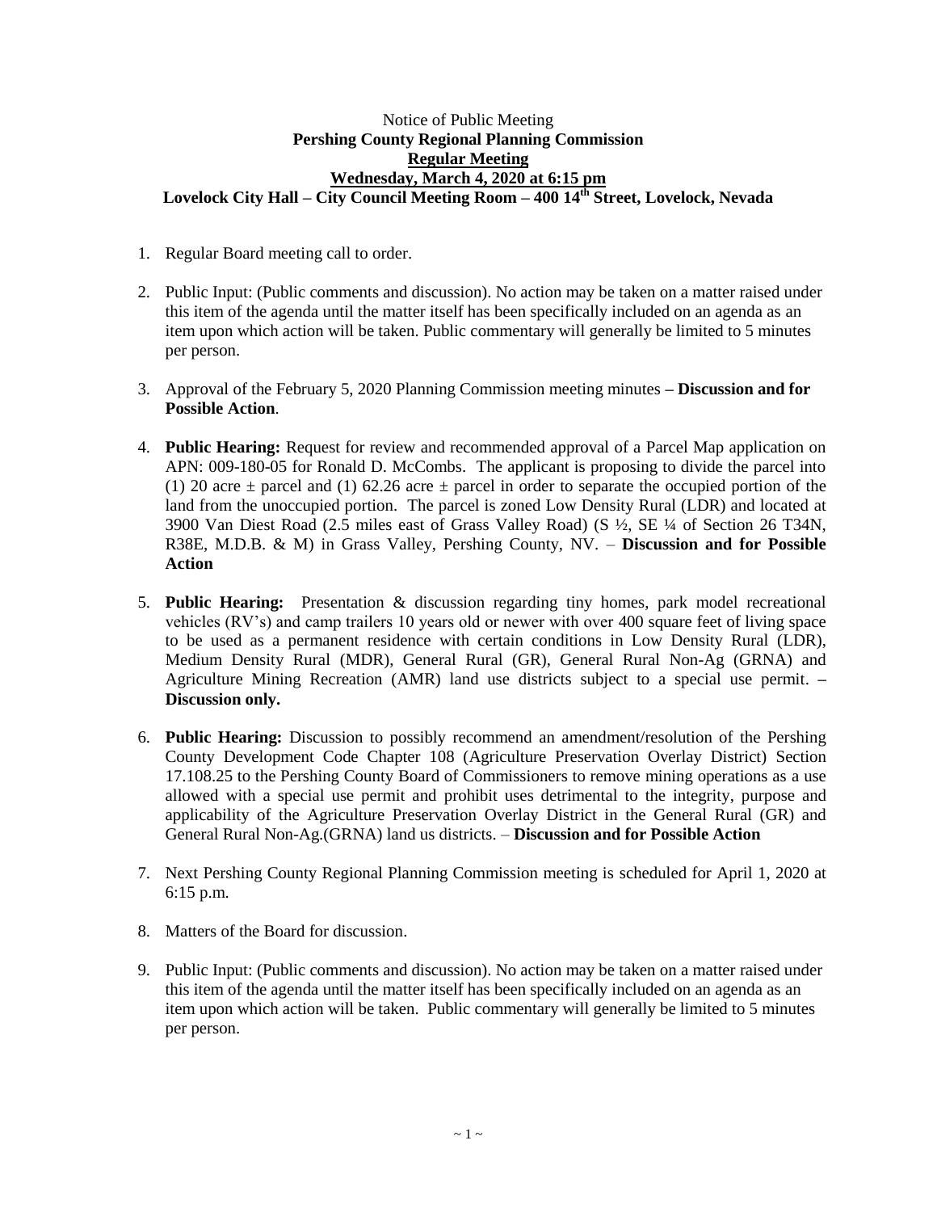Notice of Public Meeting

**Pershing County Regional Planning Commission**

**Regular Meeting**

**Wednesday, March 4, 2020 at 6:15 pm**

**Lovelock City Hall – City Council Meeting Room – 400 14th Street, Lovelock, Nevada**

1. Regular Board meeting call to order.

2. Public Input: (Public comments and discussion). No action may be taken on a matter raised under this item of the agenda until the matter itself has been specifically included on an agenda as an item upon which action will be taken. Public commentary will generally be limited to 5 minutes per person.

3. Approval of the February 5, 2020 Planning Commission meeting minutes **– Discussion and for Possible Action**.

4. **Public Hearing:** Request for review and recommended approval of a Parcel Map application on APN: 009-180-05 for Ronald D. McCombs. The applicant is proposing to divide the parcel into (1) 20 acre ± parcel and (1) 62.26 acre ± parcel in order to separate the occupied portion of the land from the unoccupied portion. The parcel is zoned Low Density Rural (LDR) and located at 3900 Van Diest Road (2.5 miles east of Grass Valley Road) (S ½, SE ¼ of Section 26 T34N, R38E, M.D.B. & M) in Grass Valley, Pershing County, NV. – **Discussion and for Possible Action**

5. **Public Hearing:** Presentation & discussion regarding tiny homes, park model recreational vehicles (RV's) and camp trailers 10 years old or newer with over 400 square feet of living space to be used as a permanent residence with certain conditions in Low Density Rural (LDR), Medium Density Rural (MDR), General Rural (GR), General Rural Non-Ag (GRNA) and Agriculture Mining Recreation (AMR) land use districts subject to a special use permit. **– Discussion only.**

6. **Public Hearing:** Discussion to possibly recommend an amendment/resolution of the Pershing County Development Code Chapter 108 (Agriculture Preservation Overlay District) Section 17.108.25 to the Pershing County Board of Commissioners to remove mining operations as a use allowed with a special use permit and prohibit uses detrimental to the integrity, purpose and applicability of the Agriculture Preservation Overlay District in the General Rural (GR) and General Rural Non-Ag.(GRNA) land us districts. – **Discussion and for Possible Action**

7. Next Pershing County Regional Planning Commission meeting is scheduled for April 1, 2020 at 6:15 p.m.

8. Matters of the Board for discussion.

9. Public Input: (Public comments and discussion). No action may be taken on a matter raised under this item of the agenda until the matter itself has been specifically included on an agenda as an item upon which action will be taken. Public commentary will generally be limited to 5 minutes per person.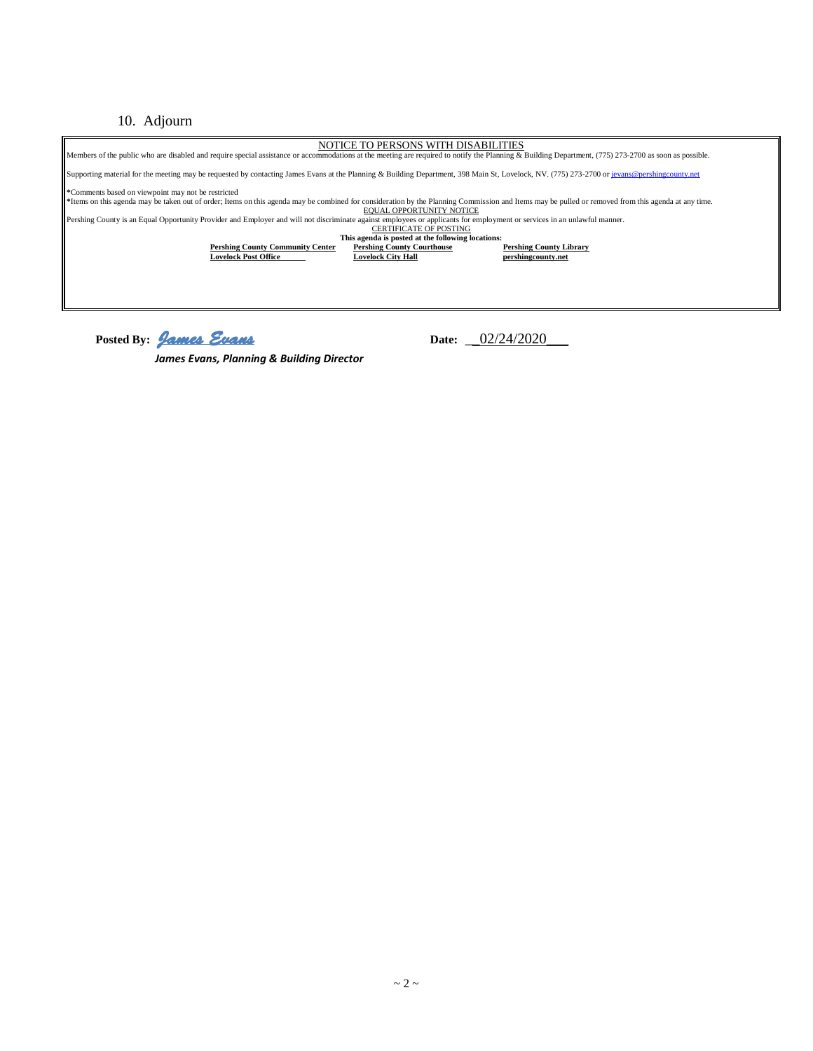10. Adjourn

NOTICE TO PERSONS WITH DISABILITIES

Members of the public who are disabled and require special assistance or accommodations at the meeting are required to notify the Planning & Building Department, (775) 273-2700 as soon as possible.

Supporting material for the meeting may be requested by contacting James Evans at the Planning & Building Department, 398 Main St, Lovelock, NV. (775) 273-2700 or jevans@pershingcounty.net

*Comments based on viewpoint may not be restricted

*Items on this agenda may be taken out of order; Items on this agenda may be combined for consideration by the Planning Commission and Items may be pulled or removed from this agenda at any time.

EQUAL OPPORTUNITY NOTICE

Pershing County is an Equal Opportunity Provider and Employer and will not discriminate against employees or applicants for employment or services in an unlawful manner.

CERTIFICATE OF POSTING

**This agenda is posted at the following locations:**

| | | |
|---|---|---|
| **Pershing County Community Center** | **Pershing County Courthouse** | **Pershing County Library** |
| **Lovelock Post Office** | **Lovelock City Hall** | **pershingcounty.net** |

**Posted By:** *James Evans* **Date:** 02/24/2020

***James Evans, Planning & Building Director***